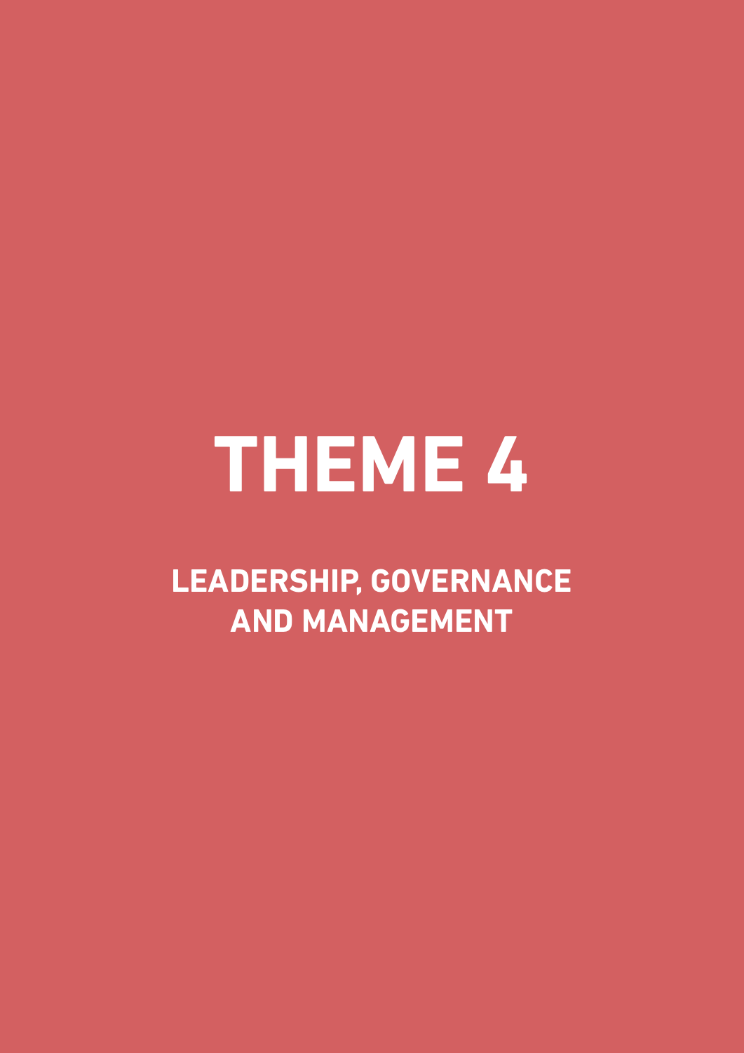# THEME 4

## LEADERSHIP, GOVERNANCE AND MANAGEMENT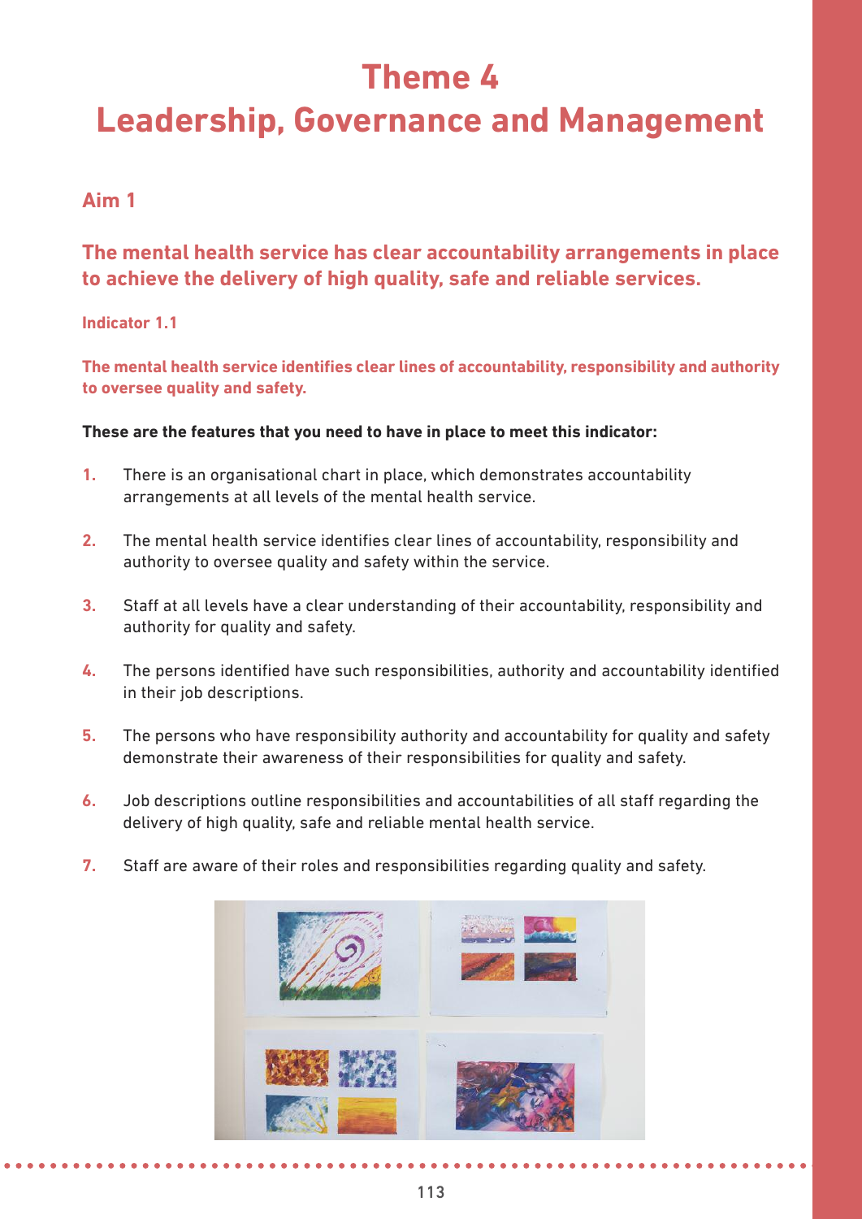# Theme 4
# Leadership, Governance and Management

## Aim 1

### The mental health service has clear accountability arrangements in place to achieve the delivery of high quality, safe and reliable services.

#### Indicator 1.1

**The mental health service identifies clear lines of accountability, responsibility and authority to oversee quality and safety.**

**These are the features that you need to have in place to meet this indicator:**

1. There is an organisational chart in place, which demonstrates accountability arrangements at all levels of the mental health service.
2. The mental health service identifies clear lines of accountability, responsibility and authority to oversee quality and safety within the service.
3. Staff at all levels have a clear understanding of their accountability, responsibility and authority for quality and safety.
4. The persons identified have such responsibilities, authority and accountability identified in their job descriptions.
5. The persons who have responsibility authority and accountability for quality and safety demonstrate their awareness of their responsibilities for quality and safety.
6. Job descriptions outline responsibilities and accountabilities of all staff regarding the delivery of high quality, safe and reliable mental health service.
7. Staff are aware of their roles and responsibilities regarding quality and safety.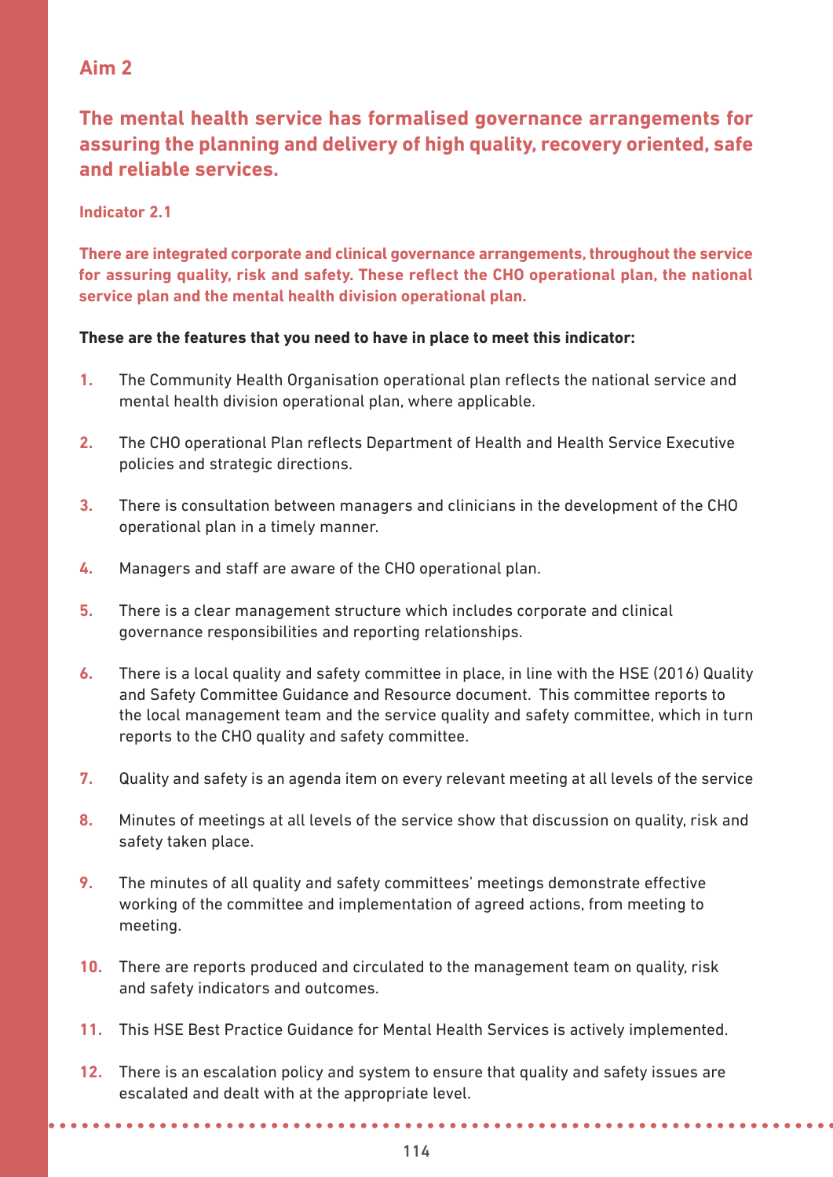## Aim 2

### The mental health service has formalised governance arrangements for assuring the planning and delivery of high quality, recovery oriented, safe and reliable services.

#### Indicator 2.1

**There are integrated corporate and clinical governance arrangements, throughout the service for assuring quality, risk and safety. These reflect the CHO operational plan, the national service plan and the mental health division operational plan.**

**These are the features that you need to have in place to meet this indicator:**

1. The Community Health Organisation operational plan reflects the national service and mental health division operational plan, where applicable.
2. The CHO operational Plan reflects Department of Health and Health Service Executive policies and strategic directions.
3. There is consultation between managers and clinicians in the development of the CHO operational plan in a timely manner.
4. Managers and staff are aware of the CHO operational plan.
5. There is a clear management structure which includes corporate and clinical governance responsibilities and reporting relationships.
6. There is a local quality and safety committee in place, in line with the HSE (2016) Quality and Safety Committee Guidance and Resource document. This committee reports to the local management team and the service quality and safety committee, which in turn reports to the CHO quality and safety committee.
7. Quality and safety is an agenda item on every relevant meeting at all levels of the service
8. Minutes of meetings at all levels of the service show that discussion on quality, risk and safety taken place.
9. The minutes of all quality and safety committees' meetings demonstrate effective working of the committee and implementation of agreed actions, from meeting to meeting.
10. There are reports produced and circulated to the management team on quality, risk and safety indicators and outcomes.
11. This HSE Best Practice Guidance for Mental Health Services is actively implemented.
12. There is an escalation policy and system to ensure that quality and safety issues are escalated and dealt with at the appropriate level.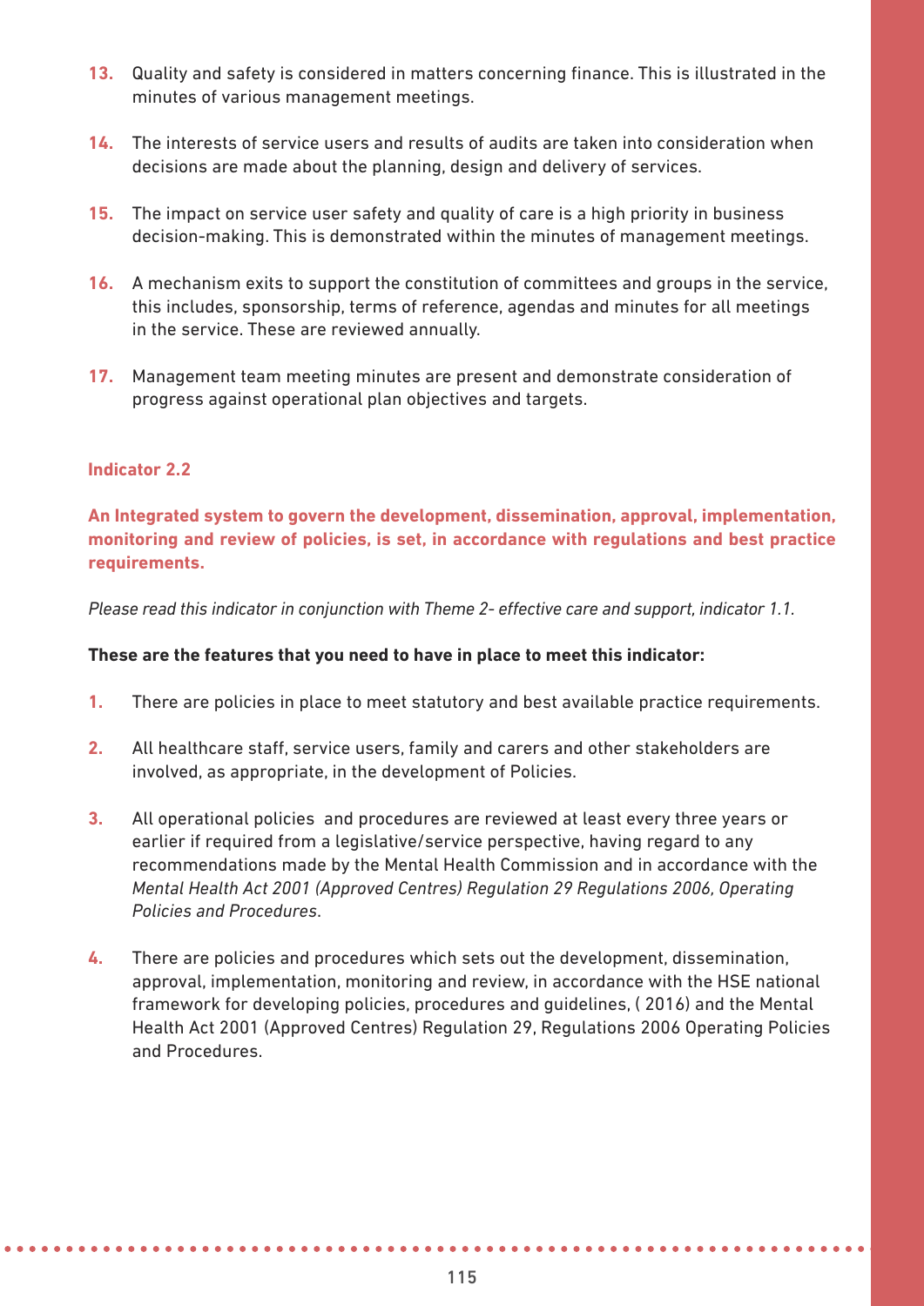13. Quality and safety is considered in matters concerning finance. This is illustrated in the minutes of various management meetings.

14. The interests of service users and results of audits are taken into consideration when decisions are made about the planning, design and delivery of services.

15. The impact on service user safety and quality of care is a high priority in business decision-making. This is demonstrated within the minutes of management meetings.

16. A mechanism exits to support the constitution of committees and groups in the service, this includes, sponsorship, terms of reference, agendas and minutes for all meetings in the service. These are reviewed annually.

17. Management team meeting minutes are present and demonstrate consideration of progress against operational plan objectives and targets.

### Indicator 2.2

**An Integrated system to govern the development, dissemination, approval, implementation, monitoring and review of policies, is set, in accordance with regulations and best practice requirements.**

*Please read this indicator in conjunction with Theme 2- effective care and support, indicator 1.1.*

**These are the features that you need to have in place to meet this indicator:**

1. There are policies in place to meet statutory and best available practice requirements.

2. All healthcare staff, service users, family and carers and other stakeholders are involved, as appropriate, in the development of Policies.

3. All operational policies and procedures are reviewed at least every three years or earlier if required from a legislative/service perspective, having regard to any recommendations made by the Mental Health Commission and in accordance with the *Mental Health Act 2001 (Approved Centres) Regulation 29 Regulations 2006, Operating Policies and Procedures*.

4. There are policies and procedures which sets out the development, dissemination, approval, implementation, monitoring and review, in accordance with the HSE national framework for developing policies, procedures and guidelines, ( 2016) and the Mental Health Act 2001 (Approved Centres) Regulation 29, Regulations 2006 Operating Policies and Procedures.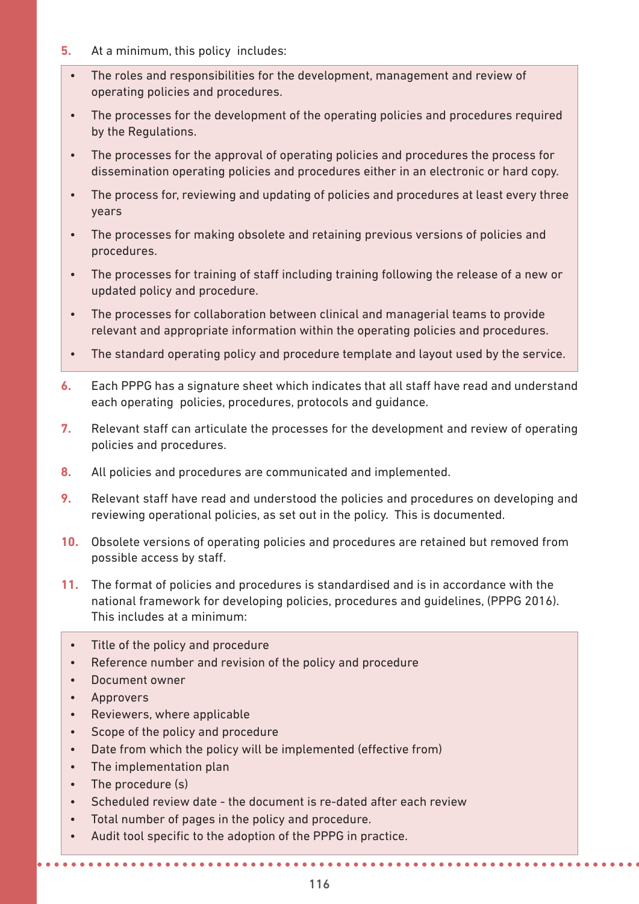5. At a minimum, this policy includes:

- The roles and responsibilities for the development, management and review of operating policies and procedures.
- The processes for the development of the operating policies and procedures required by the Regulations.
- The processes for the approval of operating policies and procedures the process for dissemination operating policies and procedures either in an electronic or hard copy.
- The process for, reviewing and updating of policies and procedures at least every three years
- The processes for making obsolete and retaining previous versions of policies and procedures.
- The processes for training of staff including training following the release of a new or updated policy and procedure.
- The processes for collaboration between clinical and managerial teams to provide relevant and appropriate information within the operating policies and procedures.
- The standard operating policy and procedure template and layout used by the service.

6. Each PPPG has a signature sheet which indicates that all staff have read and understand each operating policies, procedures, protocols and guidance.

7. Relevant staff can articulate the processes for the development and review of operating policies and procedures.

8. All policies and procedures are communicated and implemented.

9. Relevant staff have read and understood the policies and procedures on developing and reviewing operational policies, as set out in the policy. This is documented.

10. Obsolete versions of operating policies and procedures are retained but removed from possible access by staff.

11. The format of policies and procedures is standardised and is in accordance with the national framework for developing policies, procedures and guidelines, (PPPG 2016). This includes at a minimum:

- Title of the policy and procedure
- Reference number and revision of the policy and procedure
- Document owner
- Approvers
- Reviewers, where applicable
- Scope of the policy and procedure
- Date from which the policy will be implemented (effective from)
- The implementation plan
- The procedure (s)
- Scheduled review date - the document is re-dated after each review
- Total number of pages in the policy and procedure.
- Audit tool specific to the adoption of the PPPG in practice.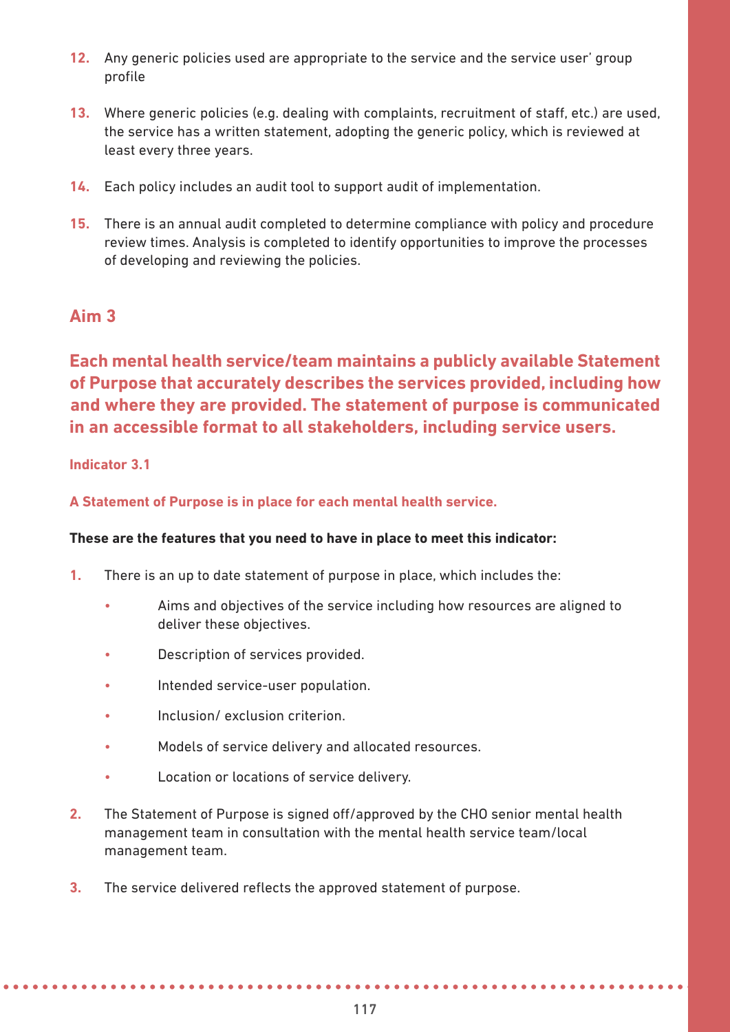12. Any generic policies used are appropriate to the service and the service user' group profile

13. Where generic policies (e.g. dealing with complaints, recruitment of staff, etc.) are used, the service has a written statement, adopting the generic policy, which is reviewed at least every three years.

14. Each policy includes an audit tool to support audit of implementation.

15. There is an annual audit completed to determine compliance with policy and procedure review times. Analysis is completed to identify opportunities to improve the processes of developing and reviewing the policies.

## Aim 3

### Each mental health service/team maintains a publicly available Statement of Purpose that accurately describes the services provided, including how and where they are provided. The statement of purpose is communicated in an accessible format to all stakeholders, including service users.

#### Indicator 3.1

**A Statement of Purpose is in place for each mental health service.**

**These are the features that you need to have in place to meet this indicator:**

1. There is an up to date statement of purpose in place, which includes the:
   - Aims and objectives of the service including how resources are aligned to deliver these objectives.
   - Description of services provided.
   - Intended service-user population.
   - Inclusion/ exclusion criterion.
   - Models of service delivery and allocated resources.
   - Location or locations of service delivery.

2. The Statement of Purpose is signed off/approved by the CHO senior mental health management team in consultation with the mental health service team/local management team.

3. The service delivered reflects the approved statement of purpose.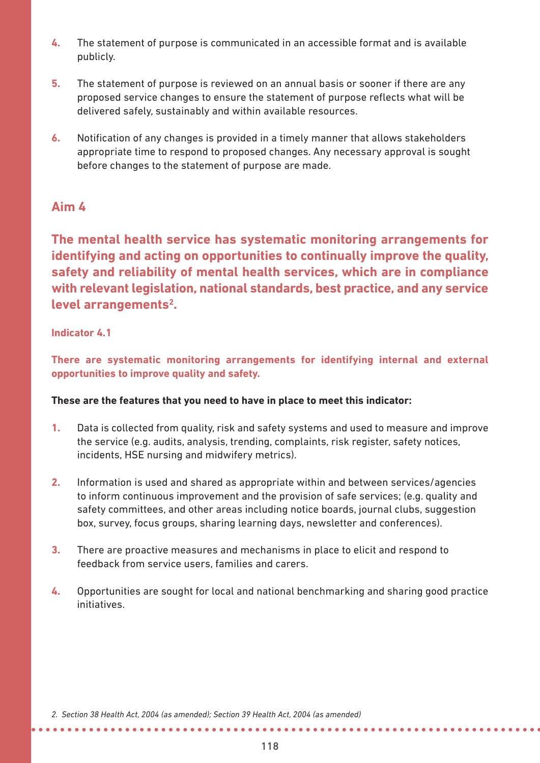4. The statement of purpose is communicated in an accessible format and is available publicly.

5. The statement of purpose is reviewed on an annual basis or sooner if there are any proposed service changes to ensure the statement of purpose reflects what will be delivered safely, sustainably and within available resources.

6. Notification of any changes is provided in a timely manner that allows stakeholders appropriate time to respond to proposed changes. Any necessary approval is sought before changes to the statement of purpose are made.

## Aim 4

**The mental health service has systematic monitoring arrangements for identifying and acting on opportunities to continually improve the quality, safety and reliability of mental health services, which are in compliance with relevant legislation, national standards, best practice, and any service level arrangements[2].**

### Indicator 4.1

**There are systematic monitoring arrangements for identifying internal and external opportunities to improve quality and safety.**

**These are the features that you need to have in place to meet this indicator:**

1. Data is collected from quality, risk and safety systems and used to measure and improve the service (e.g. audits, analysis, trending, complaints, risk register, safety notices, incidents, HSE nursing and midwifery metrics).

2. Information is used and shared as appropriate within and between services/agencies to inform continuous improvement and the provision of safe services; (e.g. quality and safety committees, and other areas including notice boards, journal clubs, suggestion box, survey, focus groups, sharing learning days, newsletter and conferences).

3. There are proactive measures and mechanisms in place to elicit and respond to feedback from service users, families and carers.

4. Opportunities are sought for local and national benchmarking and sharing good practice initiatives.

*2. Section 38 Health Act, 2004 (as amended); Section 39 Health Act, 2004 (as amended)*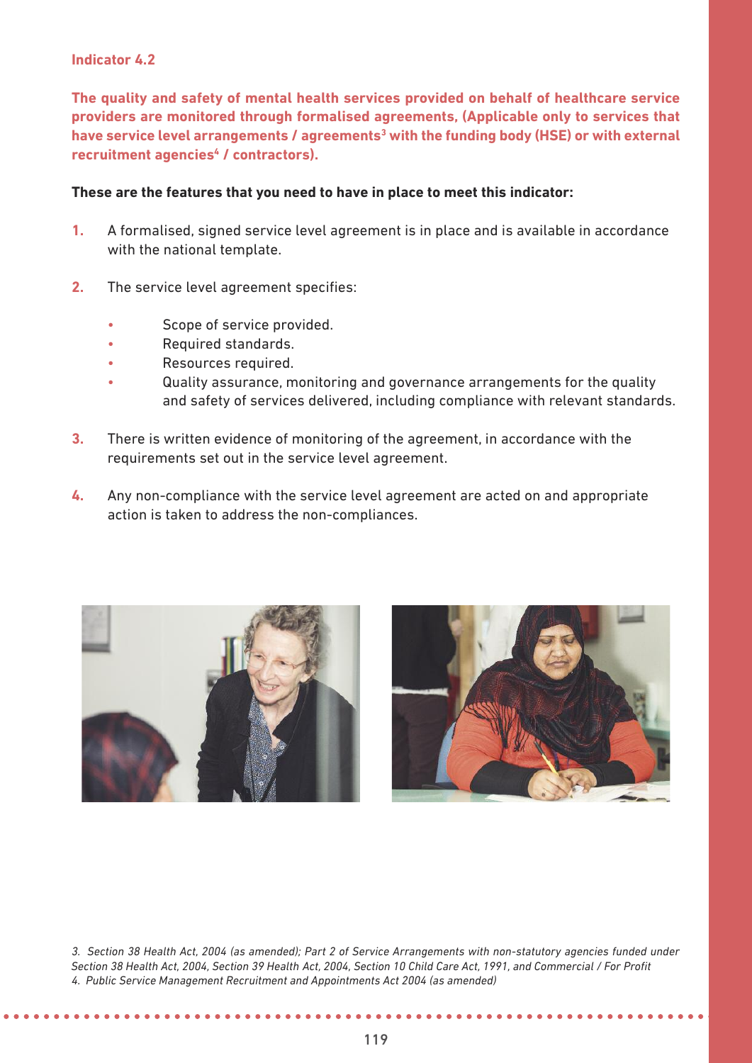#### Indicator 4.2

**The quality and safety of mental health services provided on behalf of healthcare service providers are monitored through formalised agreements, (Applicable only to services that have service level arrangements / agreements[3] with the funding body (HSE) or with external recruitment agencies[4] / contractors).**

**These are the features that you need to have in place to meet this indicator:**

1. A formalised, signed service level agreement is in place and is available in accordance with the national template.

2. The service level agreement specifies:

   - Scope of service provided.
   - Required standards.
   - Resources required.
   - Quality assurance, monitoring and governance arrangements for the quality and safety of services delivered, including compliance with relevant standards.

3. There is written evidence of monitoring of the agreement, in accordance with the requirements set out in the service level agreement.

4. Any non-compliance with the service level agreement are acted on and appropriate action is taken to address the non-compliances.

*3. Section 38 Health Act, 2004 (as amended); Part 2 of Service Arrangements with non-statutory agencies funded under Section 38 Health Act, 2004, Section 39 Health Act, 2004, Section 10 Child Care Act, 1991, and Commercial / For Profit*

*4. Public Service Management Recruitment and Appointments Act 2004 (as amended)*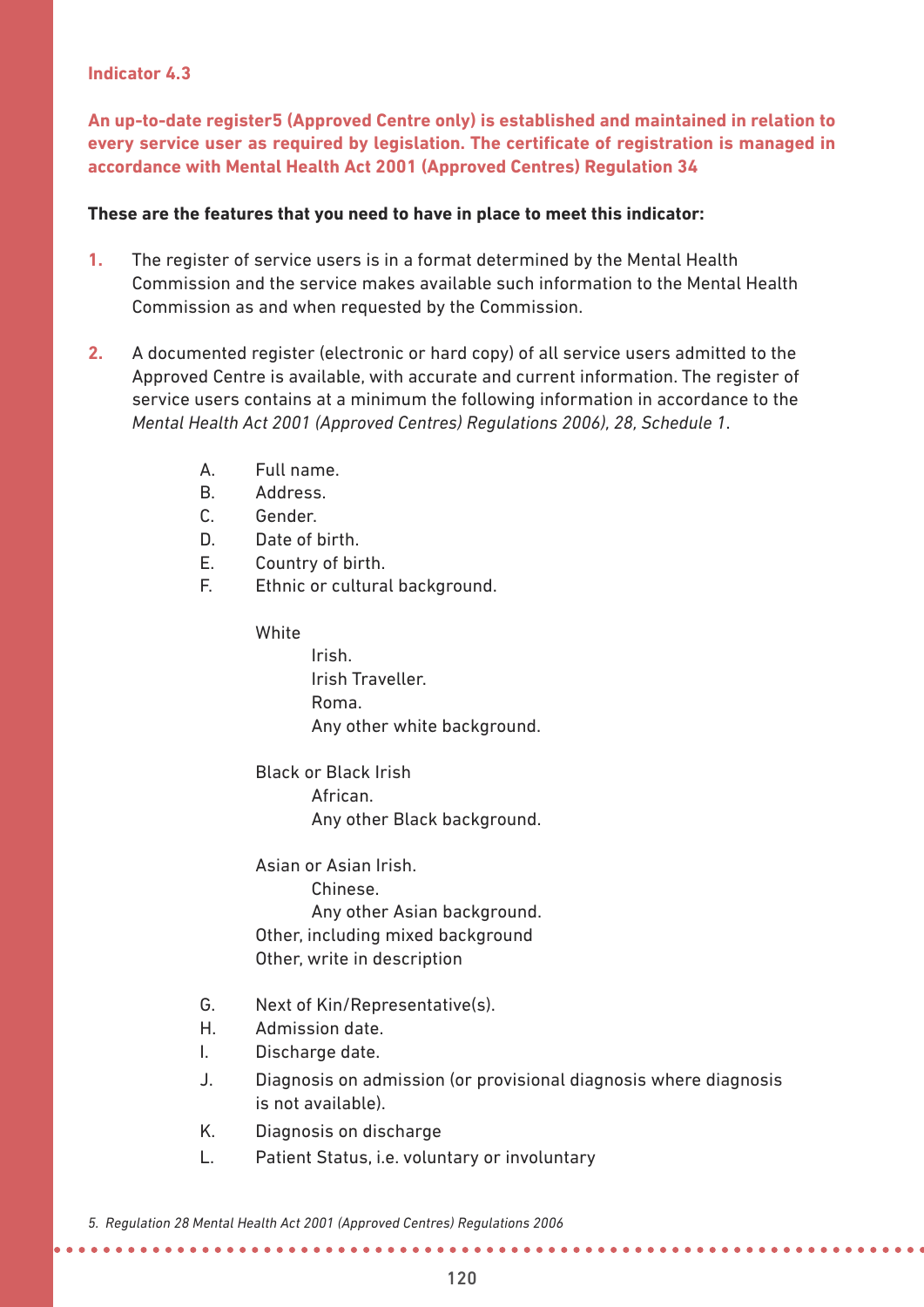**Indicator 4.3**

**An up-to-date register[5] (Approved Centre only) is established and maintained in relation to every service user as required by legislation. The certificate of registration is managed in accordance with Mental Health Act 2001 (Approved Centres) Regulation 34**

**These are the features that you need to have in place to meet this indicator:**

1. The register of service users is in a format determined by the Mental Health Commission and the service makes available such information to the Mental Health Commission as and when requested by the Commission.

2. A documented register (electronic or hard copy) of all service users admitted to the Approved Centre is available, with accurate and current information. The register of service users contains at a minimum the following information in accordance to the *Mental Health Act 2001 (Approved Centres) Regulations 2006), 28, Schedule 1*.

   A. Full name.
   B. Address.
   C. Gender.
   D. Date of birth.
   E. Country of birth.
   F. Ethnic or cultural background.

      White
      - Irish.
      - Irish Traveller.
      - Roma.
      - Any other white background.

      Black or Black Irish
      - African.
      - Any other Black background.

      Asian or Asian Irish.
      - Chinese.
      - Any other Asian background.

      Other, including mixed background

      Other, write in description

   G. Next of Kin/Representative(s).
   H. Admission date.
   I. Discharge date.
   J. Diagnosis on admission (or provisional diagnosis where diagnosis is not available).
   K. Diagnosis on discharge
   L. Patient Status, i.e. voluntary or involuntary

*5. Regulation 28 Mental Health Act 2001 (Approved Centres) Regulations 2006*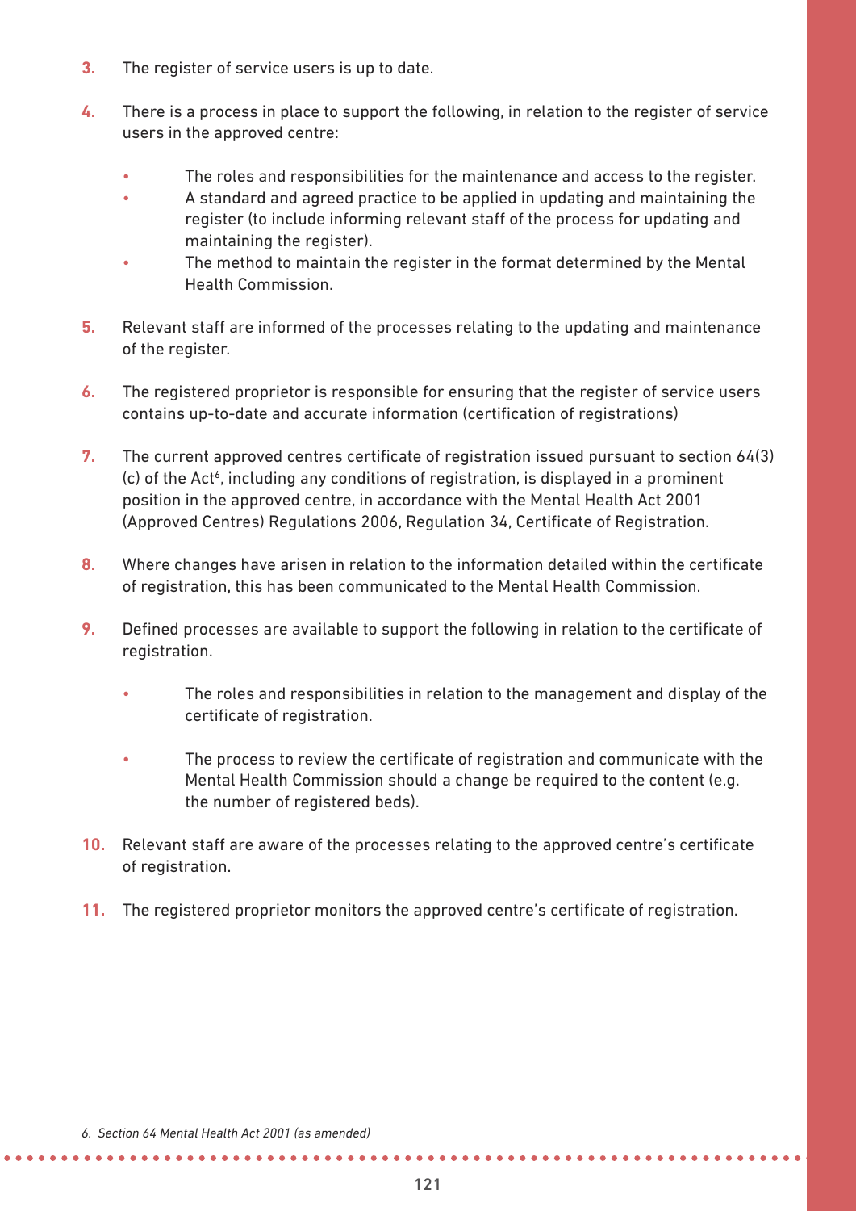3. The register of service users is up to date.

4. There is a process in place to support the following, in relation to the register of service users in the approved centre:

   - The roles and responsibilities for the maintenance and access to the register.
   - A standard and agreed practice to be applied in updating and maintaining the register (to include informing relevant staff of the process for updating and maintaining the register).
   - The method to maintain the register in the format determined by the Mental Health Commission.

5. Relevant staff are informed of the processes relating to the updating and maintenance of the register.

6. The registered proprietor is responsible for ensuring that the register of service users contains up-to-date and accurate information (certification of registrations)

7. The current approved centres certificate of registration issued pursuant to section 64(3)(c) of the Act[6], including any conditions of registration, is displayed in a prominent position in the approved centre, in accordance with the Mental Health Act 2001 (Approved Centres) Regulations 2006, Regulation 34, Certificate of Registration.

8. Where changes have arisen in relation to the information detailed within the certificate of registration, this has been communicated to the Mental Health Commission.

9. Defined processes are available to support the following in relation to the certificate of registration.

   - The roles and responsibilities in relation to the management and display of the certificate of registration.

   - The process to review the certificate of registration and communicate with the Mental Health Commission should a change be required to the content (e.g. the number of registered beds).

10. Relevant staff are aware of the processes relating to the approved centre's certificate of registration.

11. The registered proprietor monitors the approved centre's certificate of registration.

*6. Section 64 Mental Health Act 2001 (as amended)*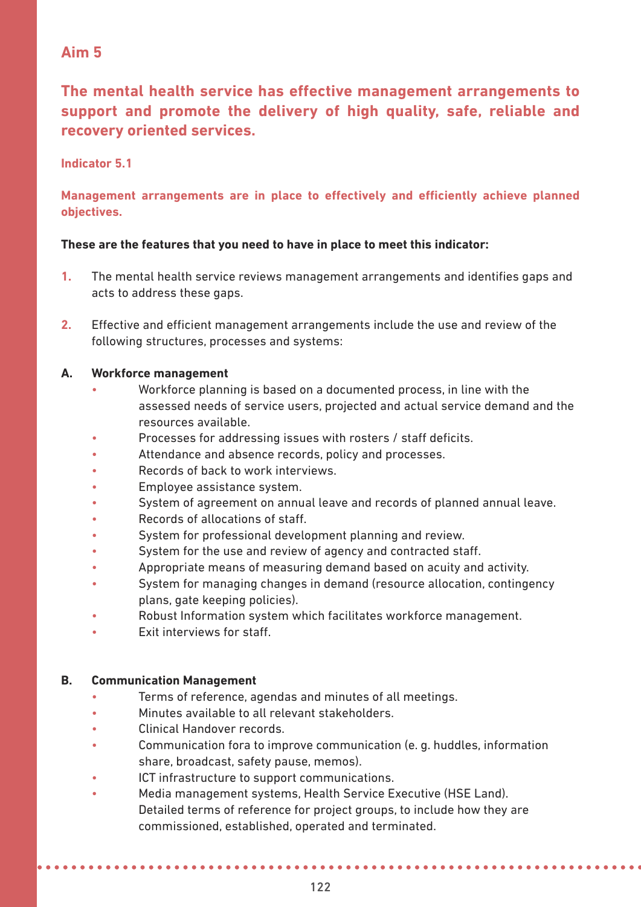## Aim 5

### The mental health service has effective management arrangements to support and promote the delivery of high quality, safe, reliable and recovery oriented services.

#### Indicator 5.1

**Management arrangements are in place to effectively and efficiently achieve planned objectives.**

**These are the features that you need to have in place to meet this indicator:**

1. The mental health service reviews management arrangements and identifies gaps and acts to address these gaps.

2. Effective and efficient management arrangements include the use and review of the following structures, processes and systems:

**A. Workforce management**

- Workforce planning is based on a documented process, in line with the assessed needs of service users, projected and actual service demand and the resources available.
- Processes for addressing issues with rosters / staff deficits.
- Attendance and absence records, policy and processes.
- Records of back to work interviews.
- Employee assistance system.
- System of agreement on annual leave and records of planned annual leave.
- Records of allocations of staff.
- System for professional development planning and review.
- System for the use and review of agency and contracted staff.
- Appropriate means of measuring demand based on acuity and activity.
- System for managing changes in demand (resource allocation, contingency plans, gate keeping policies).
- Robust Information system which facilitates workforce management.
- Exit interviews for staff.

**B. Communication Management**

- Terms of reference, agendas and minutes of all meetings.
- Minutes available to all relevant stakeholders.
- Clinical Handover records.
- Communication fora to improve communication (e. g. huddles, information share, broadcast, safety pause, memos).
- ICT infrastructure to support communications.
- Media management systems, Health Service Executive (HSE Land). Detailed terms of reference for project groups, to include how they are commissioned, established, operated and terminated.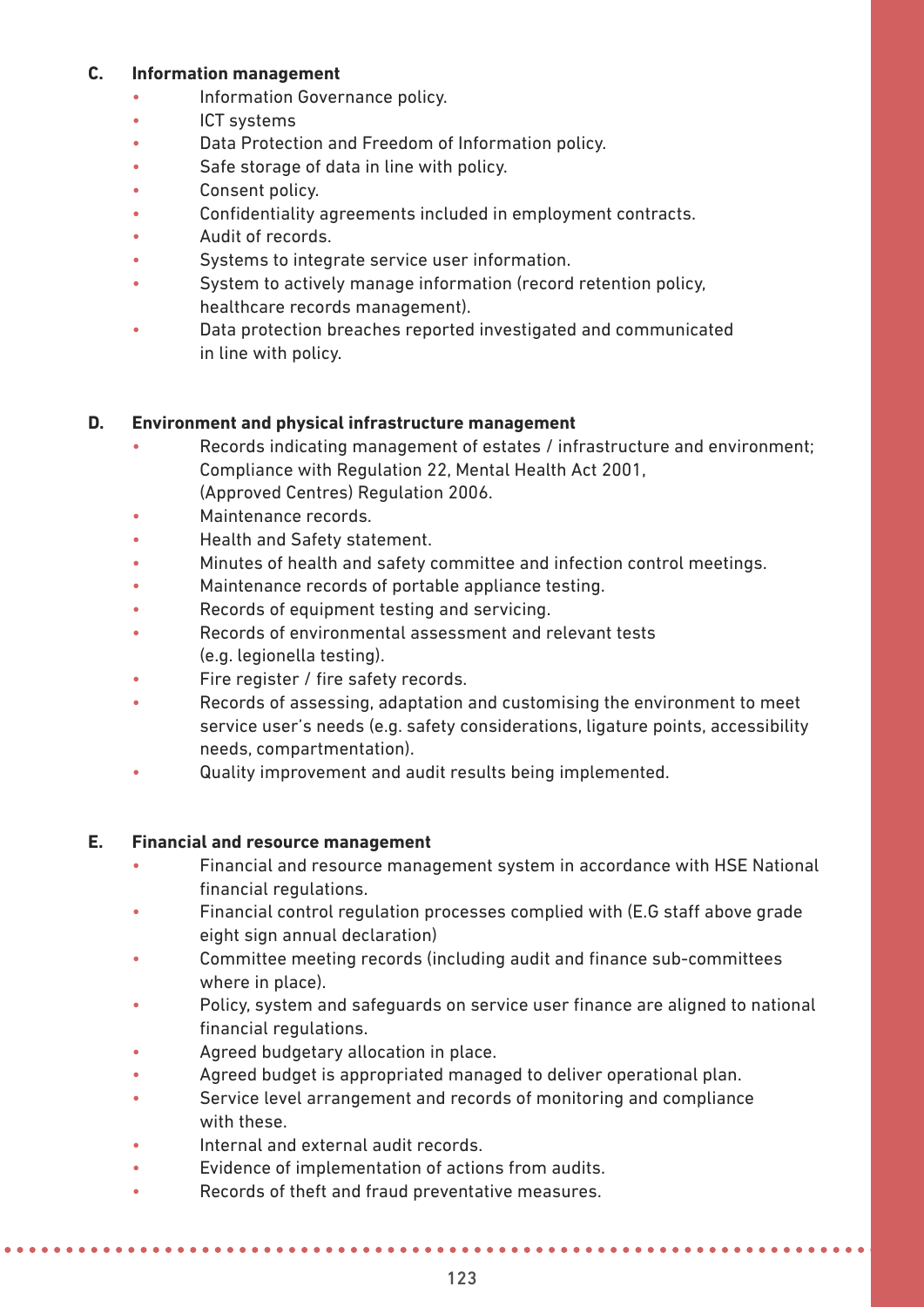**C. Information management**

- Information Governance policy.
- ICT systems
- Data Protection and Freedom of Information policy.
- Safe storage of data in line with policy.
- Consent policy.
- Confidentiality agreements included in employment contracts.
- Audit of records.
- Systems to integrate service user information.
- System to actively manage information (record retention policy, healthcare records management).
- Data protection breaches reported investigated and communicated in line with policy.

**D. Environment and physical infrastructure management**

- Records indicating management of estates / infrastructure and environment; Compliance with Regulation 22, Mental Health Act 2001, (Approved Centres) Regulation 2006.
- Maintenance records.
- Health and Safety statement.
- Minutes of health and safety committee and infection control meetings.
- Maintenance records of portable appliance testing.
- Records of equipment testing and servicing.
- Records of environmental assessment and relevant tests (e.g. legionella testing).
- Fire register / fire safety records.
- Records of assessing, adaptation and customising the environment to meet service user's needs (e.g. safety considerations, ligature points, accessibility needs, compartmentation).
- Quality improvement and audit results being implemented.

**E. Financial and resource management**

- Financial and resource management system in accordance with HSE National financial regulations.
- Financial control regulation processes complied with (E.G staff above grade eight sign annual declaration)
- Committee meeting records (including audit and finance sub-committees where in place).
- Policy, system and safeguards on service user finance are aligned to national financial regulations.
- Agreed budgetary allocation in place.
- Agreed budget is appropriated managed to deliver operational plan.
- Service level arrangement and records of monitoring and compliance with these.
- Internal and external audit records.
- Evidence of implementation of actions from audits.
- Records of theft and fraud preventative measures.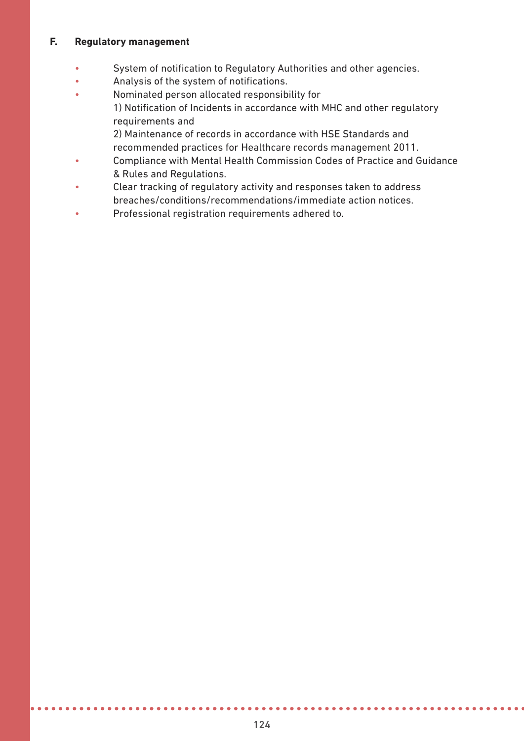**F. Regulatory management**

- System of notification to Regulatory Authorities and other agencies.
- Analysis of the system of notifications.
- Nominated person allocated responsibility for
  1) Notification of Incidents in accordance with MHC and other regulatory requirements and
  2) Maintenance of records in accordance with HSE Standards and recommended practices for Healthcare records management 2011.
- Compliance with Mental Health Commission Codes of Practice and Guidance & Rules and Regulations.
- Clear tracking of regulatory activity and responses taken to address breaches/conditions/recommendations/immediate action notices.
- Professional registration requirements adhered to.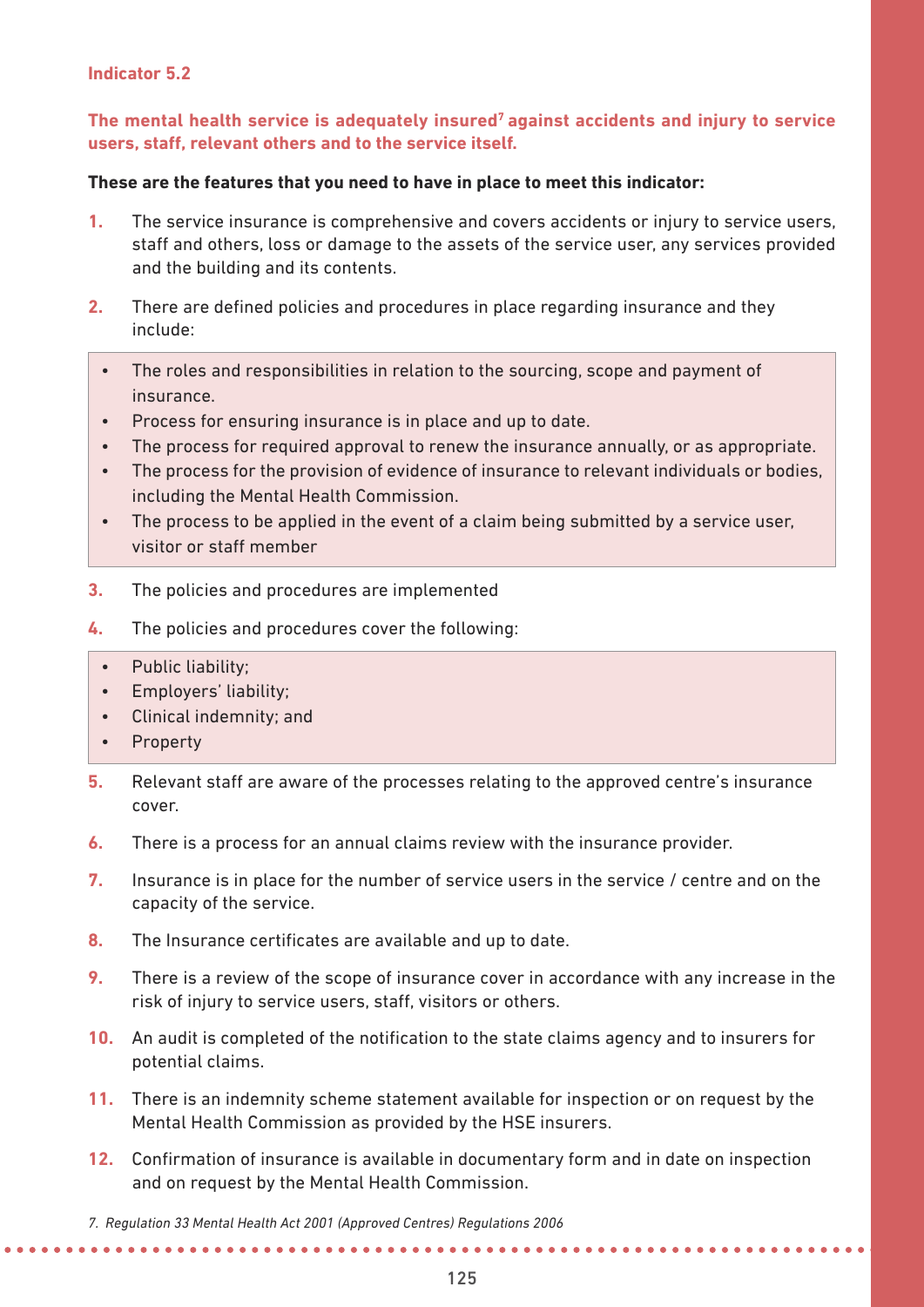**Indicator 5.2**

**The mental health service is adequately insured[7] against accidents and injury to service users, staff, relevant others and to the service itself.**

**These are the features that you need to have in place to meet this indicator:**

1. The service insurance is comprehensive and covers accidents or injury to service users, staff and others, loss or damage to the assets of the service user, any services provided and the building and its contents.
2. There are defined policies and procedures in place regarding insurance and they include:
   - The roles and responsibilities in relation to the sourcing, scope and payment of insurance.
   - Process for ensuring insurance is in place and up to date.
   - The process for required approval to renew the insurance annually, or as appropriate.
   - The process for the provision of evidence of insurance to relevant individuals or bodies, including the Mental Health Commission.
   - The process to be applied in the event of a claim being submitted by a service user, visitor or staff member
3. The policies and procedures are implemented
4. The policies and procedures cover the following:
   - Public liability;
   - Employers' liability;
   - Clinical indemnity; and
   - Property
5. Relevant staff are aware of the processes relating to the approved centre's insurance cover.
6. There is a process for an annual claims review with the insurance provider.
7. Insurance is in place for the number of service users in the service / centre and on the capacity of the service.
8. The Insurance certificates are available and up to date.
9. There is a review of the scope of insurance cover in accordance with any increase in the risk of injury to service users, staff, visitors or others.
10. An audit is completed of the notification to the state claims agency and to insurers for potential claims.
11. There is an indemnity scheme statement available for inspection or on request by the Mental Health Commission as provided by the HSE insurers.
12. Confirmation of insurance is available in documentary form and in date on inspection and on request by the Mental Health Commission.

*7. Regulation 33 Mental Health Act 2001 (Approved Centres) Regulations 2006*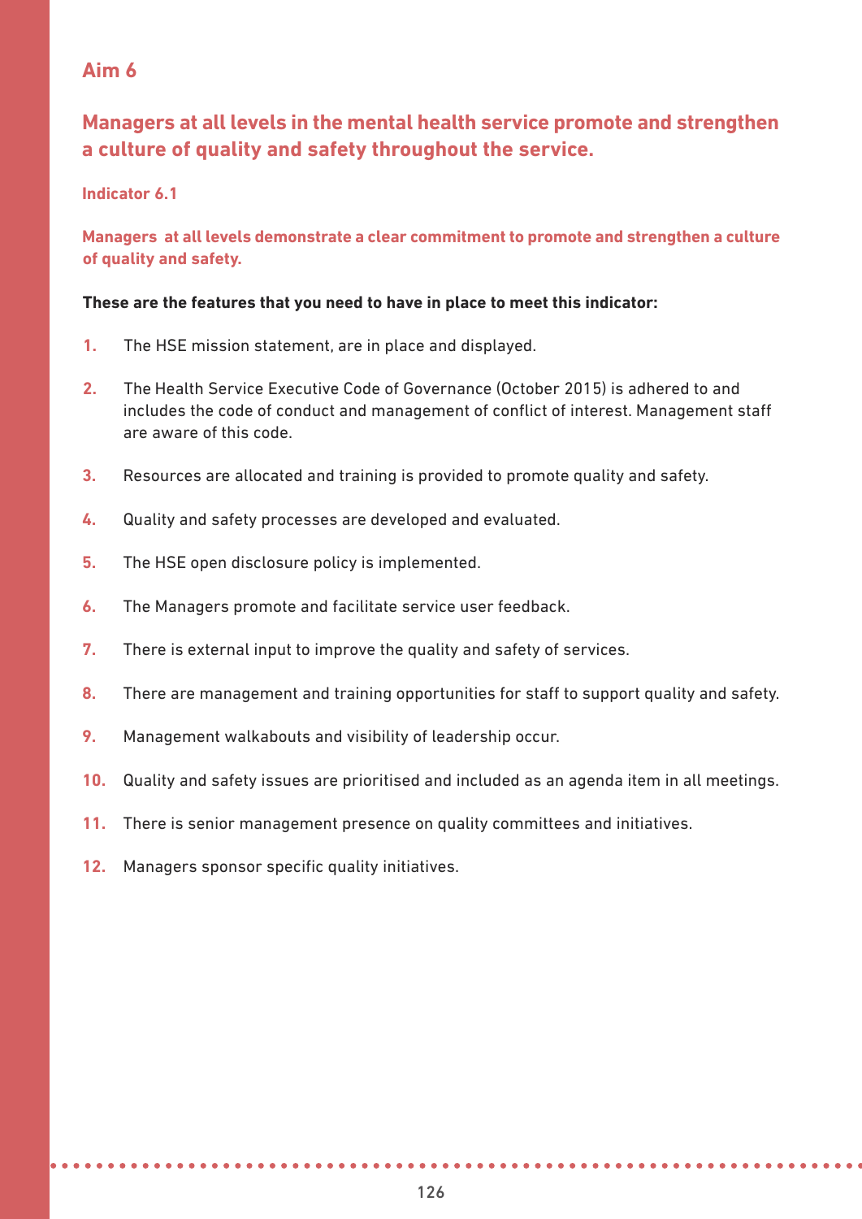## Aim 6

### Managers at all levels in the mental health service promote and strengthen a culture of quality and safety throughout the service.

**Indicator 6.1**

**Managers at all levels demonstrate a clear commitment to promote and strengthen a culture of quality and safety.**

**These are the features that you need to have in place to meet this indicator:**

1. The HSE mission statement, are in place and displayed.
2. The Health Service Executive Code of Governance (October 2015) is adhered to and includes the code of conduct and management of conflict of interest. Management staff are aware of this code.
3. Resources are allocated and training is provided to promote quality and safety.
4. Quality and safety processes are developed and evaluated.
5. The HSE open disclosure policy is implemented.
6. The Managers promote and facilitate service user feedback.
7. There is external input to improve the quality and safety of services.
8. There are management and training opportunities for staff to support quality and safety.
9. Management walkabouts and visibility of leadership occur.
10. Quality and safety issues are prioritised and included as an agenda item in all meetings.
11. There is senior management presence on quality committees and initiatives.
12. Managers sponsor specific quality initiatives.